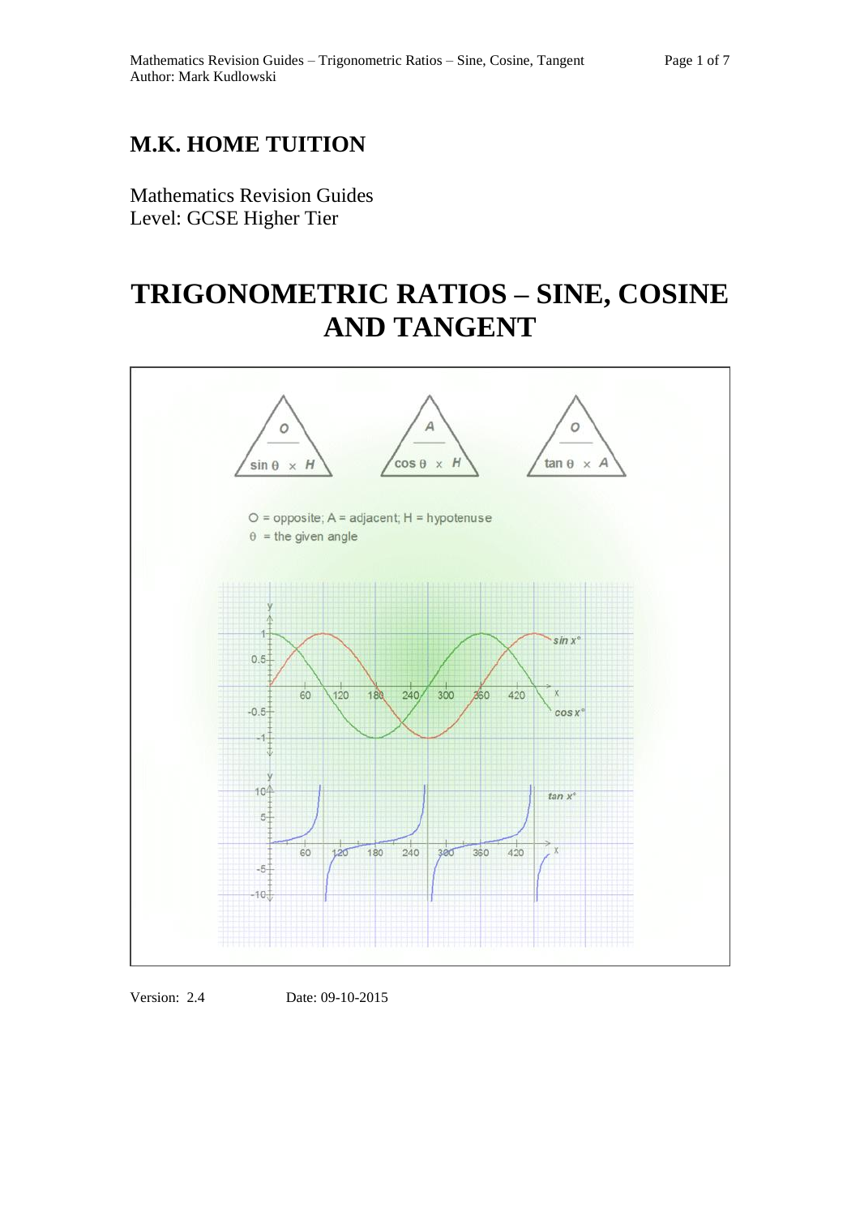# M.K. HOME TUITION

Mathematics Revision Guides
Level: GCSE Higher Tier

# TRIGONOMETRIC RATIOS – SINE, COSINE AND TANGENT

Version: 2.4 Date: 09-10-2015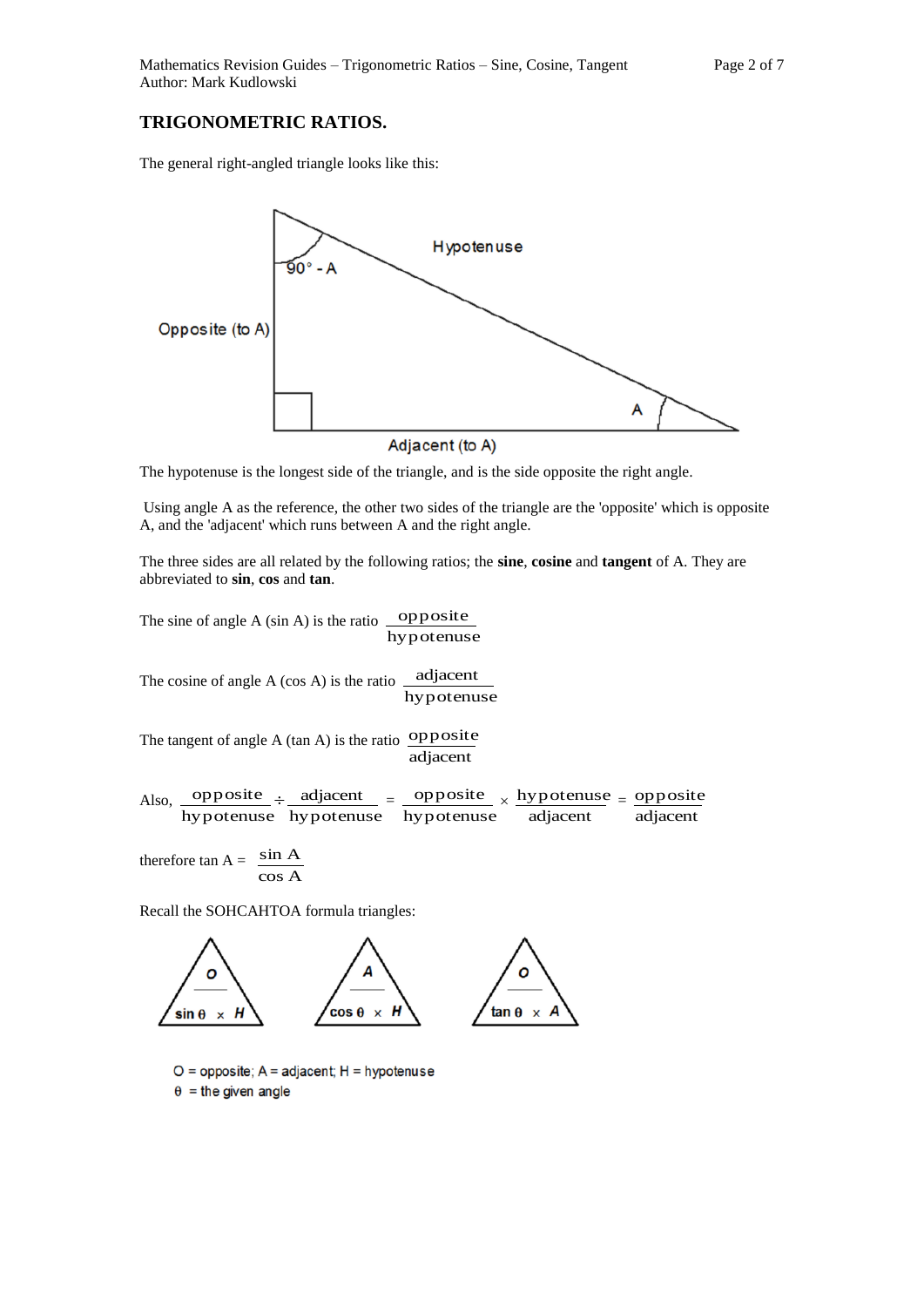## TRIGONOMETRIC RATIOS.

The general right-angled triangle looks like this:

The hypotenuse is the longest side of the triangle, and is the side opposite the right angle.

Using angle A as the reference, the other two sides of the triangle are the 'opposite' which is opposite A, and the 'adjacent' which runs between A and the right angle.

The three sides are all related by the following ratios; the **sine**, **cosine** and **tangent** of A. They are abbreviated to **sin**, **cos** and **tan**.

The sine of angle A (sin A) is the ratio $\frac{\text{opposite}}{\text{hypotenuse}}$

The cosine of angle A (cos A) is the ratio $\frac{\text{adjacent}}{\text{hypotenuse}}$

The tangent of angle A (tan A) is the ratio $\frac{\text{opposite}}{\text{adjacent}}$

Also, $\frac{\text{opposite}}{\text{hypotenuse}} \div \frac{\text{adjacent}}{\text{hypotenuse}} = \frac{\text{opposite}}{\text{hypotenuse}} \times \frac{\text{hypotenuse}}{\text{adjacent}} = \frac{\text{opposite}}{\text{adjacent}}$

therefore tan A = $\frac{\sin A}{\cos A}$

Recall the SOHCAHTOA formula triangles:

O = opposite; A = adjacent; H = hypotenuse
$\theta$ = the given angle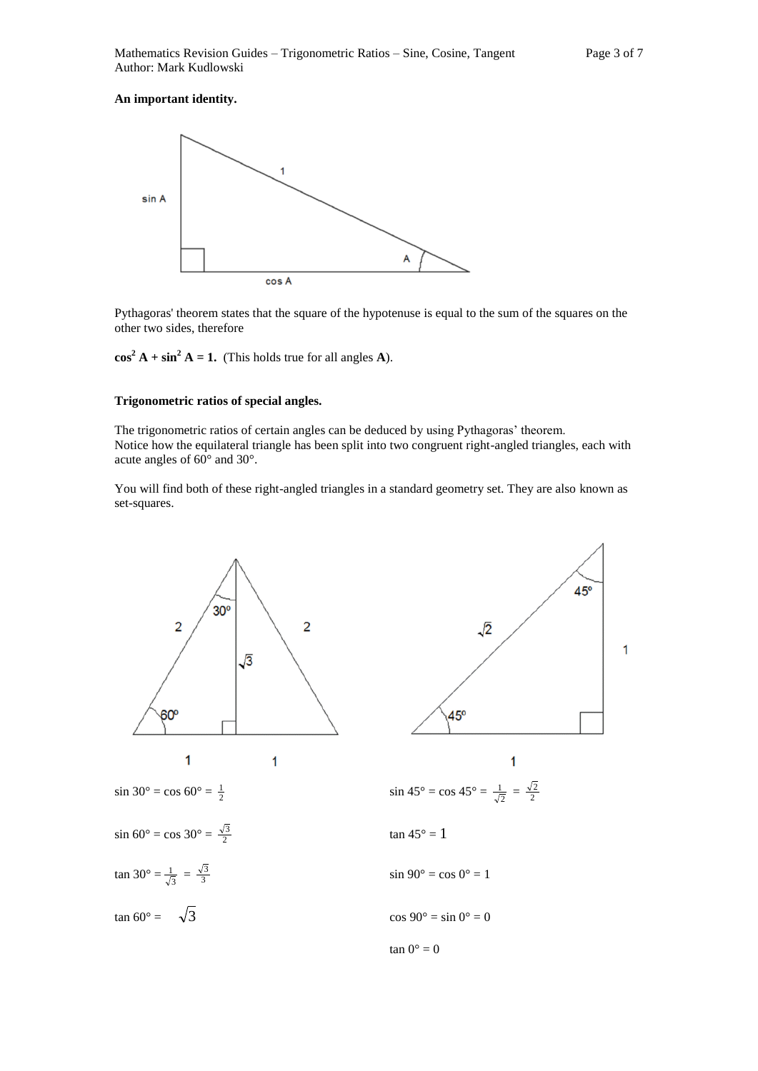**An important identity.**

Pythagoras' theorem states that the square of the hypotenuse is equal to the sum of the squares on the other two sides, therefore

$\cos^2 A + \sin^2 A = 1$. (This holds true for all angles **A**).

**Trigonometric ratios of special angles.**

The trigonometric ratios of certain angles can be deduced by using Pythagoras' theorem. Notice how the equilateral triangle has been split into two congruent right-angled triangles, each with acute angles of 60° and 30°.

You will find both of these right-angled triangles in a standard geometry set. They are also known as set-squares.

$\sin 30° = \cos 60° = \frac{1}{2}$

$\sin 60° = \cos 30° = \frac{\sqrt{3}}{2}$

$\tan 30° = \frac{1}{\sqrt{3}} = \frac{\sqrt{3}}{3}$

$\tan 60° = \sqrt{3}$

$\sin 45° = \cos 45° = \frac{1}{\sqrt{2}} = \frac{\sqrt{2}}{2}$

$\tan 45° = 1$

$\sin 90° = \cos 0° = 1$

$\cos 90° = \sin 0° = 0$

$\tan 0° = 0$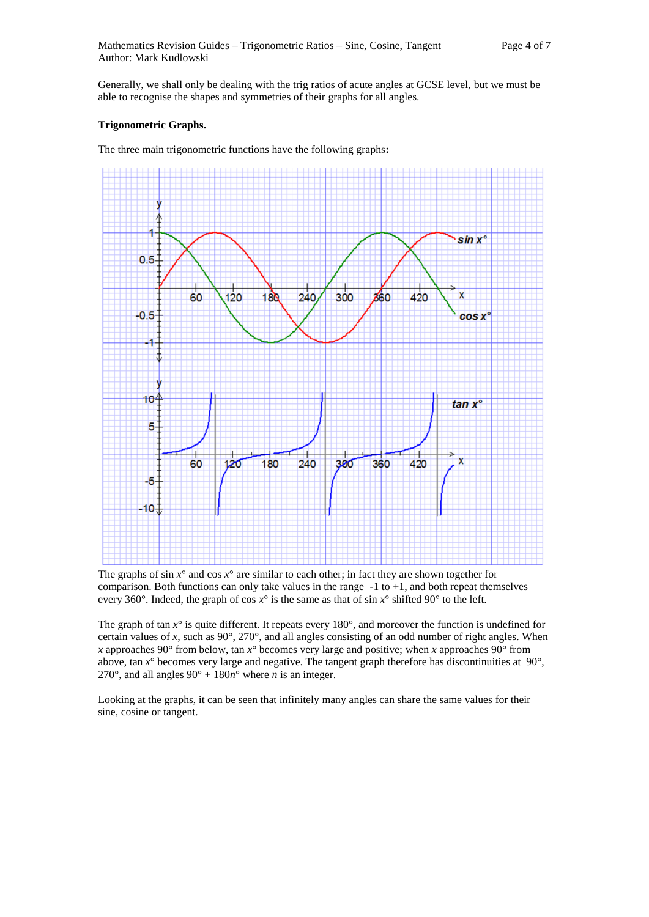Generally, we shall only be dealing with the trig ratios of acute angles at GCSE level, but we must be able to recognise the shapes and symmetries of their graphs for all angles.

**Trigonometric Graphs.**

The three main trigonometric functions have the following graphs**:**

The graphs of sin $x$° and cos $x$° are similar to each other; in fact they are shown together for comparison. Both functions can only take values in the range -1 to +1, and both repeat themselves every 360°. Indeed, the graph of cos $x$° is the same as that of sin $x$° shifted 90° to the left.

The graph of tan $x$° is quite different. It repeats every 180°, and moreover the function is undefined for certain values of $x$, such as 90°, 270°, and all angles consisting of an odd number of right angles. When $x$ approaches 90° from below, tan $x$° becomes very large and positive; when $x$ approaches 90° from above, tan $x$° becomes very large and negative. The tangent graph therefore has discontinuities at 90°, 270°, and all angles 90° + 180$n$° where $n$ is an integer.

Looking at the graphs, it can be seen that infinitely many angles can share the same values for their sine, cosine or tangent.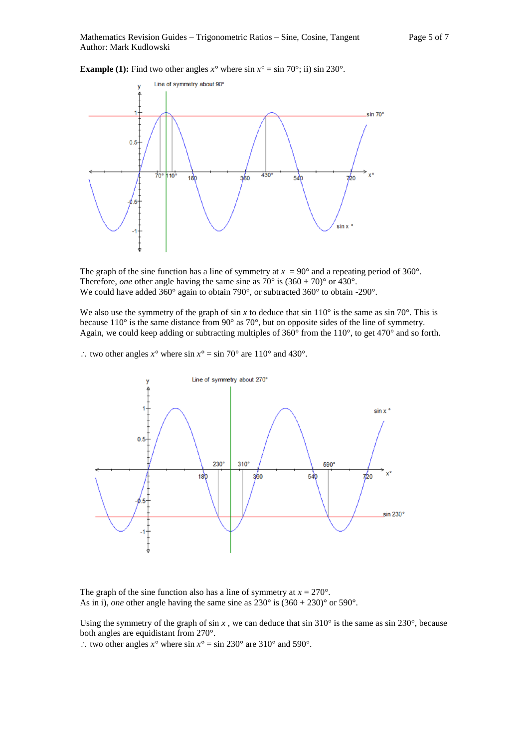**Example (1):** Find two other angles $x°$ where $\sin x° = \sin 70°$; ii) $\sin 230°$.

The graph of the sine function has a line of symmetry at $x = 90°$ and a repeating period of $360°$. Therefore, *one* other angle having the same sine as $70°$ is $(360 + 70)°$ or $430°$.
We could have added $360°$ again to obtain $790°$, or subtracted $360°$ to obtain $-290°$.

We also use the symmetry of the graph of $\sin x$ to deduce that $\sin 110°$ is the same as $\sin 70°$. This is because $110°$ is the same distance from $90°$ as $70°$, but on opposite sides of the line of symmetry. Again, we could keep adding or subtracting multiples of $360°$ from the $110°$, to get $470°$ and so forth.

$\therefore$ two other angles $x°$ where $\sin x° = \sin 70°$ are $110°$ and $430°$.

The graph of the sine function also has a line of symmetry at $x = 270°$.
As in i), *one* other angle having the same sine as $230°$ is $(360 + 230)°$ or $590°$.

Using the symmetry of the graph of $\sin x$, we can deduce that $\sin 310°$ is the same as $\sin 230°$, because both angles are equidistant from $270°$.
$\therefore$ two other angles $x°$ where $\sin x° = \sin 230°$ are $310°$ and $590°$.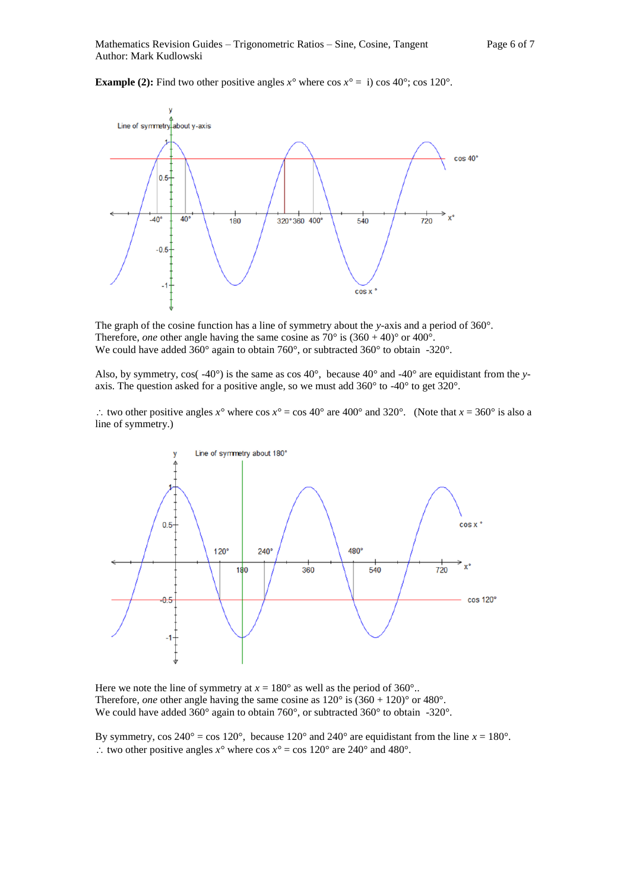**Example (2):** Find two other positive angles $x°$ where $\cos x° =$ i) $\cos 40°$; $\cos 120°$.

The graph of the cosine function has a line of symmetry about the $y$-axis and a period of 360°. Therefore, *one* other angle having the same cosine as 70° is (360 + 40)° or 400°.
We could have added 360° again to obtain 760°, or subtracted 360° to obtain -320°.

Also, by symmetry, cos( -40°) is the same as cos 40°, because 40° and -40° are equidistant from the $y$-axis. The question asked for a positive angle, so we must add 360° to -40° to get 320°.

$\therefore$ two other positive angles $x°$ where $\cos x° = \cos 40°$ are 400° and 320°. (Note that $x = 360°$ is also a line of symmetry.)

Here we note the line of symmetry at $x = 180°$ as well as the period of 360°..
Therefore, *one* other angle having the same cosine as 120° is (360 + 120)° or 480°.
We could have added 360° again to obtain 760°, or subtracted 360° to obtain -320°.

By symmetry, $\cos 240° = \cos 120°$, because 120° and 240° are equidistant from the line $x = 180°$.
$\therefore$ two other positive angles $x°$ where $\cos x° = \cos 120°$ are 240° and 480°.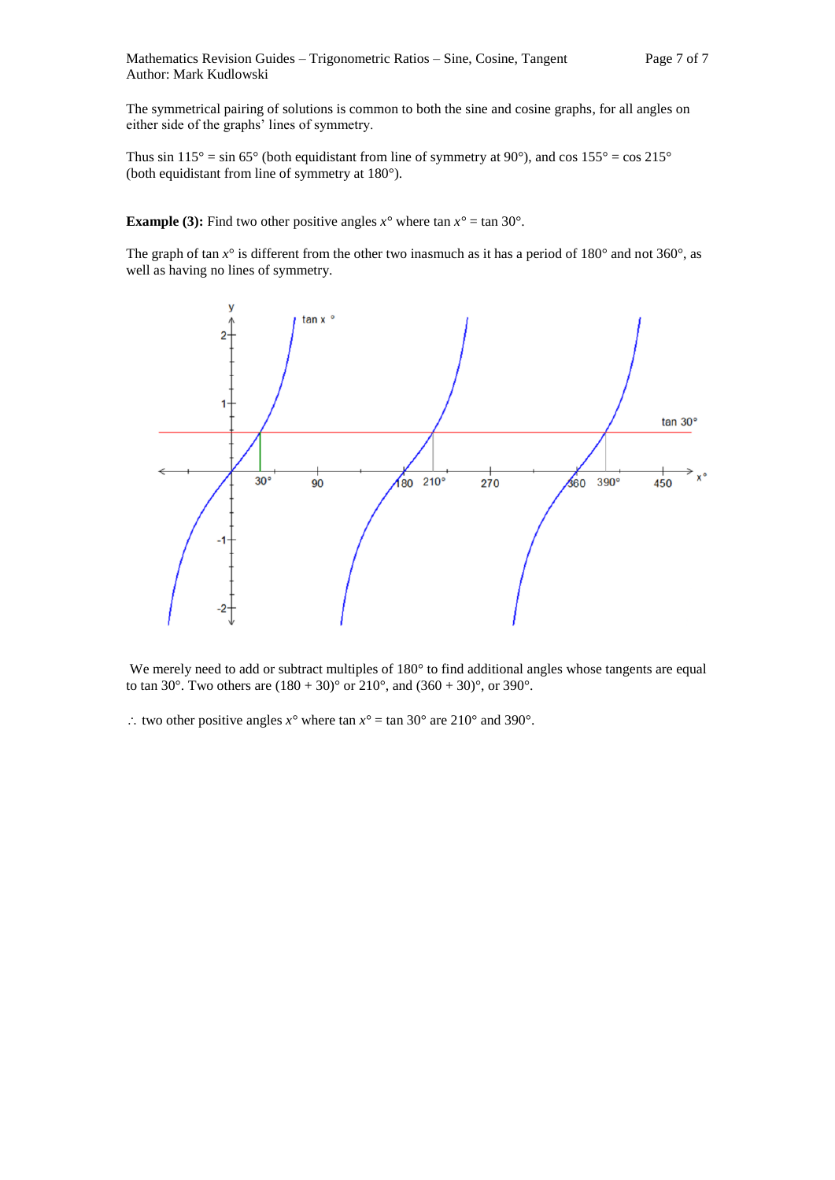The symmetrical pairing of solutions is common to both the sine and cosine graphs, for all angles on either side of the graphs' lines of symmetry.

Thus sin 115° = sin 65° (both equidistant from line of symmetry at 90°), and cos 155° = cos 215° (both equidistant from line of symmetry at 180°).

**Example (3):** Find two other positive angles $x$° where tan $x$° = tan 30°.

The graph of tan $x$° is different from the other two inasmuch as it has a period of 180° and not 360°, as well as having no lines of symmetry.

y

tan x °

2

1

-1

-2

tan 30°

30°

90

180

210°

270

360

390°

450

x °

We merely need to add or subtract multiples of 180° to find additional angles whose tangents are equal to tan 30°. Two others are (180 + 30)° or 210°, and (360 + 30)°, or 390°.

∴ two other positive angles $x$° where tan $x$° = tan 30° are 210° and 390°.